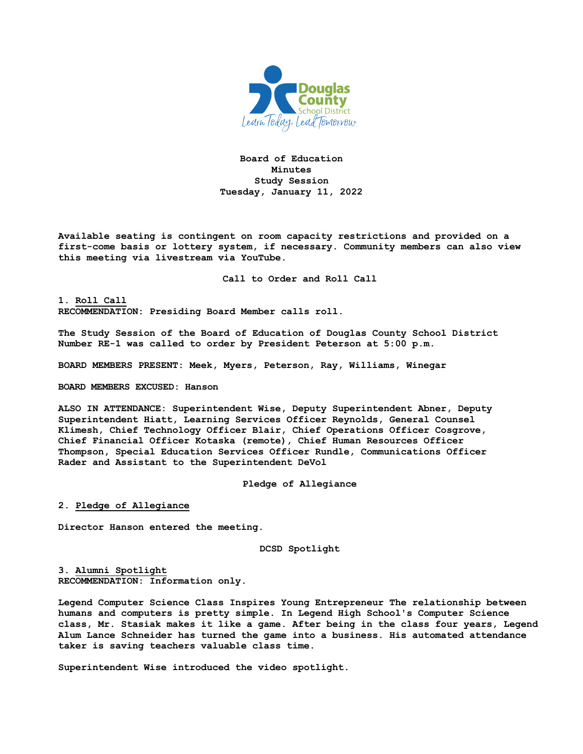# Board of Education
## Minutes
## Study Session
## Tuesday, January 11, 2022

**Available seating is contingent on room capacity restrictions and provided on a first-come basis or lottery system, if necessary. Community members can also view this meeting via livestream via YouTube.**

### Call to Order and Roll Call

**1. Roll Call**
**RECOMMENDATION: Presiding Board Member calls roll.**

The Study Session of the Board of Education of Douglas County School District Number RE-1 was called to order by President Peterson at 5:00 p.m.

BOARD MEMBERS PRESENT: Meek, Myers, Peterson, Ray, Williams, Winegar

BOARD MEMBERS EXCUSED: Hanson

ALSO IN ATTENDANCE: Superintendent Wise, Deputy Superintendent Abner, Deputy Superintendent Hiatt, Learning Services Officer Reynolds, General Counsel Klimesh, Chief Technology Officer Blair, Chief Operations Officer Cosgrove, Chief Financial Officer Kotaska (remote), Chief Human Resources Officer Thompson, Special Education Services Officer Rundle, Communications Officer Rader and Assistant to the Superintendent DeVol

### Pledge of Allegiance

**2. Pledge of Allegiance**

Director Hanson entered the meeting.

### DCSD Spotlight

**3. Alumni Spotlight**
**RECOMMENDATION: Information only.**

Legend Computer Science Class Inspires Young Entrepreneur The relationship between humans and computers is pretty simple. In Legend High School's Computer Science class, Mr. Stasiak makes it like a game. After being in the class four years, Legend Alum Lance Schneider has turned the game into a business. His automated attendance taker is saving teachers valuable class time.

Superintendent Wise introduced the video spotlight.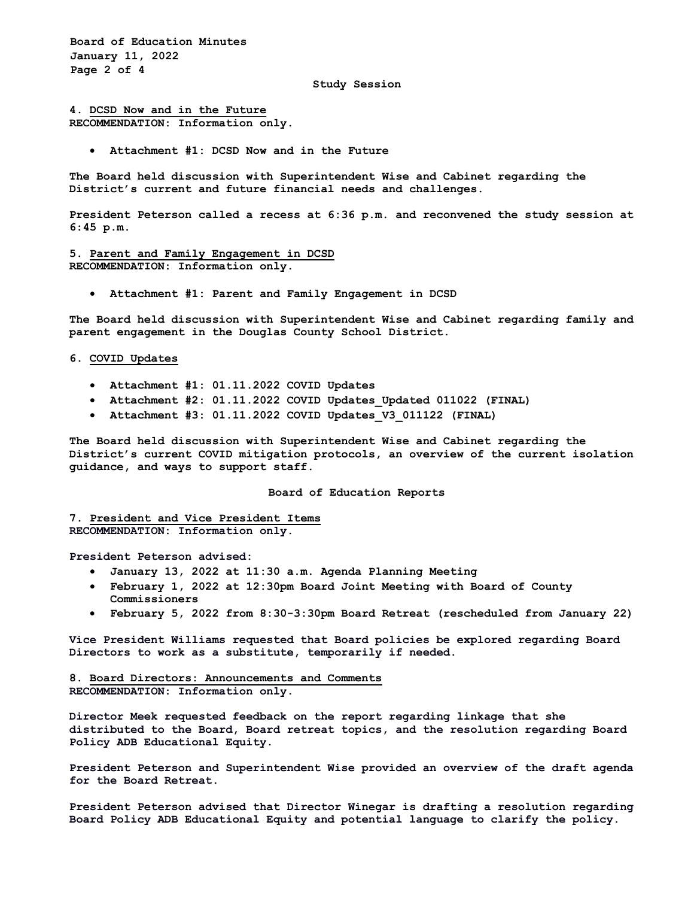## Study Session

### 4. DCSD Now and in the Future

**RECOMMENDATION: Information only.**

- Attachment #1: DCSD Now and in the Future

The Board held discussion with Superintendent Wise and Cabinet regarding the District's current and future financial needs and challenges.

President Peterson called a recess at 6:36 p.m. and reconvened the study session at 6:45 p.m.

### 5. Parent and Family Engagement in DCSD

**RECOMMENDATION: Information only.**

- Attachment #1: Parent and Family Engagement in DCSD

The Board held discussion with Superintendent Wise and Cabinet regarding family and parent engagement in the Douglas County School District.

### 6. COVID Updates

- Attachment #1: 01.11.2022 COVID Updates
- Attachment #2: 01.11.2022 COVID Updates_Updated 011022 (FINAL)
- Attachment #3: 01.11.2022 COVID Updates_V3_011122 (FINAL)

The Board held discussion with Superintendent Wise and Cabinet regarding the District's current COVID mitigation protocols, an overview of the current isolation guidance, and ways to support staff.

## Board of Education Reports

### 7. President and Vice President Items

**RECOMMENDATION: Information only.**

President Peterson advised:

- January 13, 2022 at 11:30 a.m. Agenda Planning Meeting
- February 1, 2022 at 12:30pm Board Joint Meeting with Board of County Commissioners
- February 5, 2022 from 8:30-3:30pm Board Retreat (rescheduled from January 22)

Vice President Williams requested that Board policies be explored regarding Board Directors to work as a substitute, temporarily if needed.

### 8. Board Directors: Announcements and Comments

**RECOMMENDATION: Information only.**

Director Meek requested feedback on the report regarding linkage that she distributed to the Board, Board retreat topics, and the resolution regarding Board Policy ADB Educational Equity.

President Peterson and Superintendent Wise provided an overview of the draft agenda for the Board Retreat.

President Peterson advised that Director Winegar is drafting a resolution regarding Board Policy ADB Educational Equity and potential language to clarify the policy.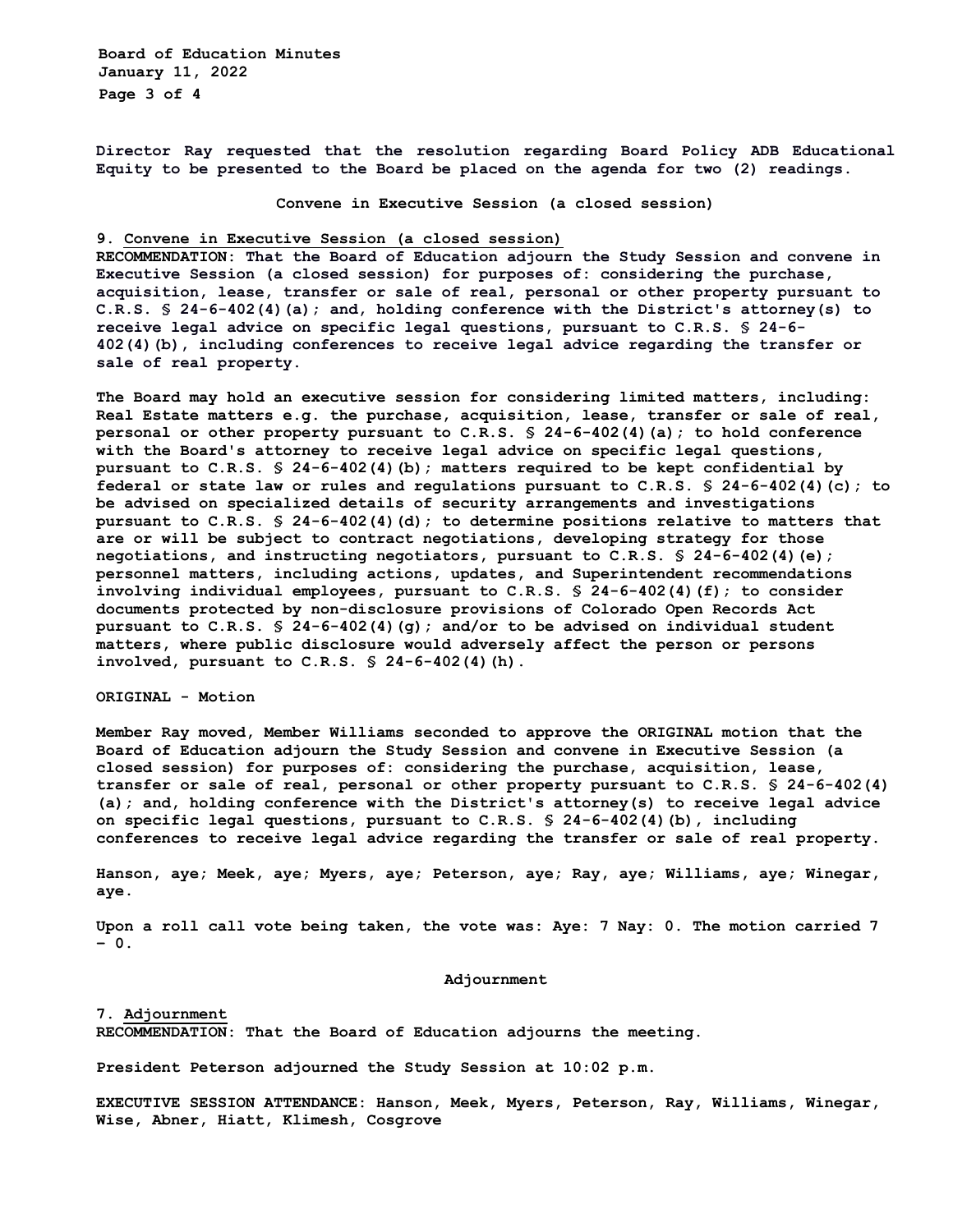Director Ray requested that the resolution regarding Board Policy ADB Educational Equity to be presented to the Board be placed on the agenda for two (2) readings.

## Convene in Executive Session (a closed session)

**9. Convene in Executive Session (a closed session)**

**RECOMMENDATION:** That the Board of Education adjourn the Study Session and convene in Executive Session (a closed session) for purposes of: considering the purchase, acquisition, lease, transfer or sale of real, personal or other property pursuant to C.R.S. § 24-6-402(4)(a); and, holding conference with the District's attorney(s) to receive legal advice on specific legal questions, pursuant to C.R.S. § 24-6-402(4)(b), including conferences to receive legal advice regarding the transfer or sale of real property.

The Board may hold an executive session for considering limited matters, including: Real Estate matters e.g. the purchase, acquisition, lease, transfer or sale of real, personal or other property pursuant to C.R.S. § 24-6-402(4)(a); to hold conference with the Board's attorney to receive legal advice on specific legal questions, pursuant to C.R.S. § 24-6-402(4)(b); matters required to be kept confidential by federal or state law or rules and regulations pursuant to C.R.S. § 24-6-402(4)(c); to be advised on specialized details of security arrangements and investigations pursuant to C.R.S. § 24-6-402(4)(d); to determine positions relative to matters that are or will be subject to contract negotiations, developing strategy for those negotiations, and instructing negotiators, pursuant to C.R.S. § 24-6-402(4)(e); personnel matters, including actions, updates, and Superintendent recommendations involving individual employees, pursuant to C.R.S. § 24-6-402(4)(f); to consider documents protected by non-disclosure provisions of Colorado Open Records Act pursuant to C.R.S. § 24-6-402(4)(g); and/or to be advised on individual student matters, where public disclosure would adversely affect the person or persons involved, pursuant to C.R.S. § 24-6-402(4)(h).

ORIGINAL - Motion

Member Ray moved, Member Williams seconded to approve the ORIGINAL motion that the Board of Education adjourn the Study Session and convene in Executive Session (a closed session) for purposes of: considering the purchase, acquisition, lease, transfer or sale of real, personal or other property pursuant to C.R.S. § 24-6-402(4)(a); and, holding conference with the District's attorney(s) to receive legal advice on specific legal questions, pursuant to C.R.S. § 24-6-402(4)(b), including conferences to receive legal advice regarding the transfer or sale of real property.

Hanson, aye; Meek, aye; Myers, aye; Peterson, aye; Ray, aye; Williams, aye; Winegar, aye.

Upon a roll call vote being taken, the vote was: Aye: 7 Nay: 0. The motion carried 7 – 0.

## Adjournment

**7. Adjournment**

**RECOMMENDATION:** That the Board of Education adjourns the meeting.

President Peterson adjourned the Study Session at 10:02 p.m.

EXECUTIVE SESSION ATTENDANCE: Hanson, Meek, Myers, Peterson, Ray, Williams, Winegar, Wise, Abner, Hiatt, Klimesh, Cosgrove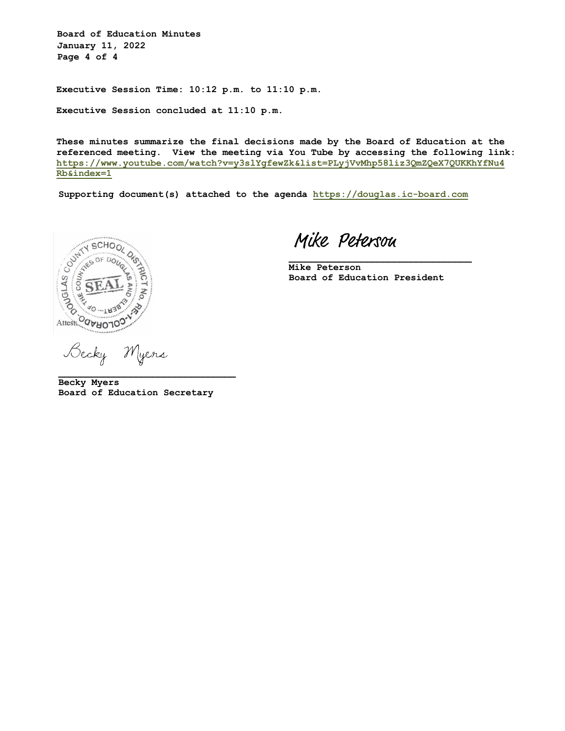**Executive Session Time: 10:12 p.m. to 11:10 p.m.**

**Executive Session concluded at 11:10 p.m.**

**These minutes summarize the final decisions made by the Board of Education at the referenced meeting. View the meeting via You Tube by accessing the following link: https://www.youtube.com/watch?v=y3slYgfewZk&list=PLyjVvMhp58liz3QmZQeX7QUKKhYfNu4Rb&index=1**

**Supporting document(s) attached to the agenda https://douglas.ic-board.com**

Mike Peterson

**Mike Peterson**
**Board of Education President**

Attest:

Becky Myers

**Becky Myers**
**Board of Education Secretary**